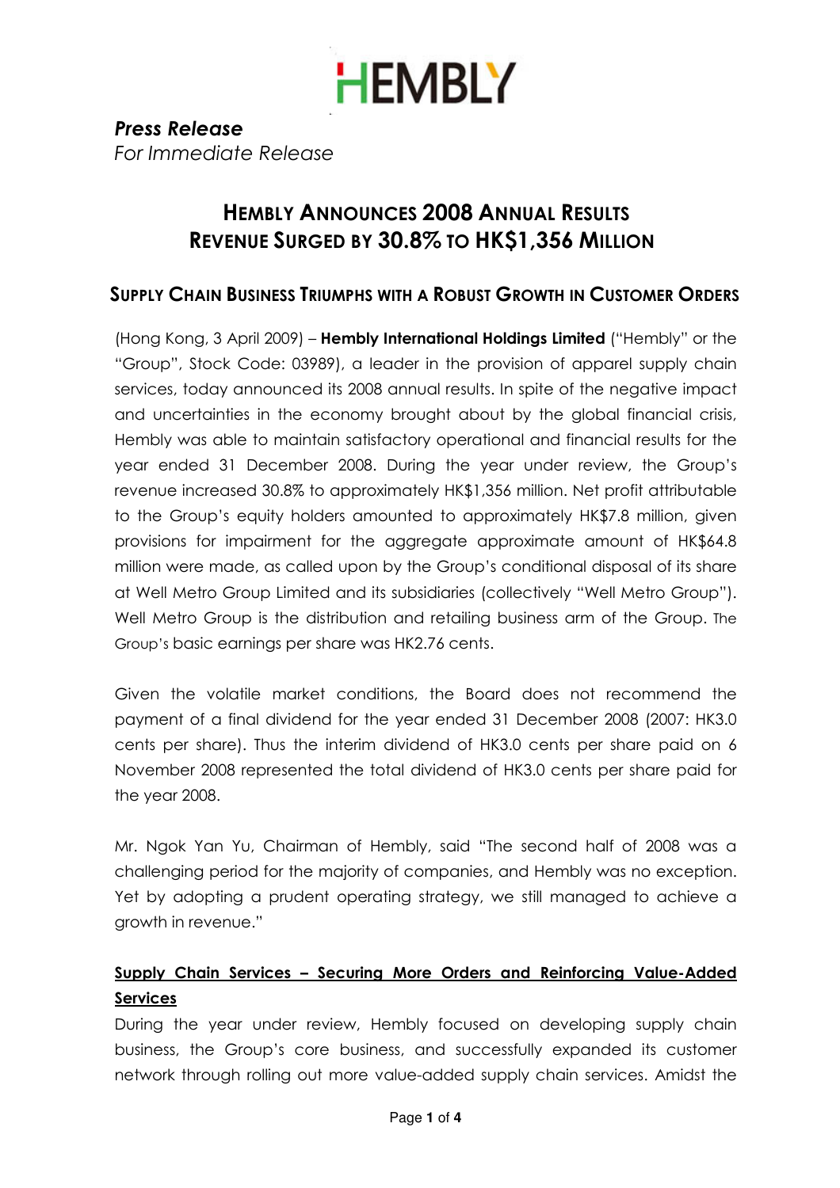HEMBLY

***Press Release***
*For Immediate Release*

# HEMBLY ANNOUNCES 2008 ANNUAL RESULTS
# REVENUE SURGED BY 30.8% TO HK$1,356 MILLION

## SUPPLY CHAIN BUSINESS TRIUMPHS WITH A ROBUST GROWTH IN CUSTOMER ORDERS

(Hong Kong, 3 April 2009) – **Hembly International Holdings Limited** ("Hembly" or the "Group", Stock Code: 03989), a leader in the provision of apparel supply chain services, today announced its 2008 annual results. In spite of the negative impact and uncertainties in the economy brought about by the global financial crisis, Hembly was able to maintain satisfactory operational and financial results for the year ended 31 December 2008. During the year under review, the Group's revenue increased 30.8% to approximately HK$1,356 million. Net profit attributable to the Group's equity holders amounted to approximately HK$7.8 million, given provisions for impairment for the aggregate approximate amount of HK$64.8 million were made, as called upon by the Group's conditional disposal of its share at Well Metro Group Limited and its subsidiaries (collectively "Well Metro Group"). Well Metro Group is the distribution and retailing business arm of the Group. The Group's basic earnings per share was HK2.76 cents.

Given the volatile market conditions, the Board does not recommend the payment of a final dividend for the year ended 31 December 2008 (2007: HK3.0 cents per share). Thus the interim dividend of HK3.0 cents per share paid on 6 November 2008 represented the total dividend of HK3.0 cents per share paid for the year 2008.

Mr. Ngok Yan Yu, Chairman of Hembly, said "The second half of 2008 was a challenging period for the majority of companies, and Hembly was no exception. Yet by adopting a prudent operating strategy, we still managed to achieve a growth in revenue."

**<u>Supply Chain Services – Securing More Orders and Reinforcing Value-Added Services</u>**

During the year under review, Hembly focused on developing supply chain business, the Group's core business, and successfully expanded its customer network through rolling out more value-added supply chain services. Amidst the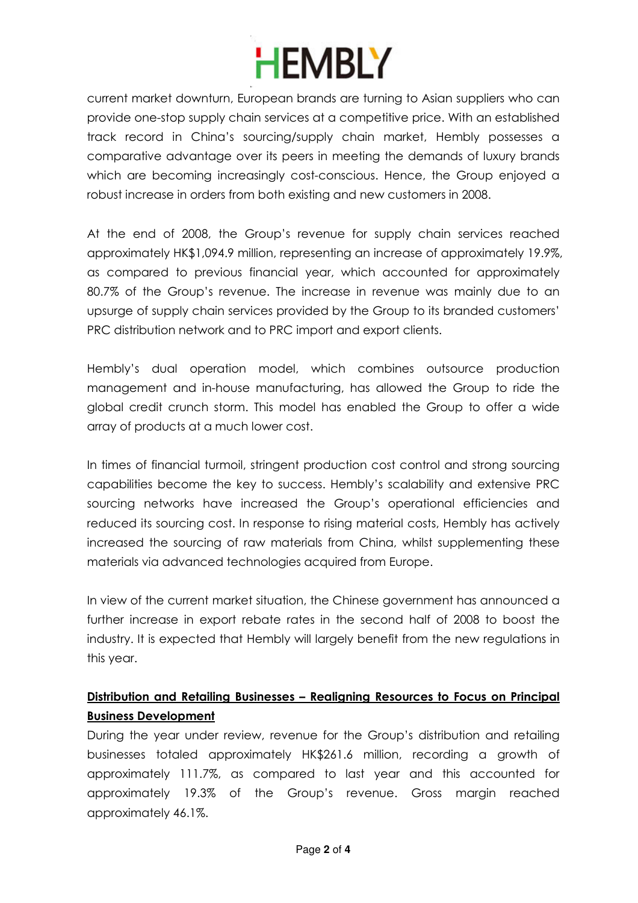current market downturn, European brands are turning to Asian suppliers who can provide one-stop supply chain services at a competitive price. With an established track record in China's sourcing/supply chain market, Hembly possesses a comparative advantage over its peers in meeting the demands of luxury brands which are becoming increasingly cost-conscious. Hence, the Group enjoyed a robust increase in orders from both existing and new customers in 2008.

At the end of 2008, the Group's revenue for supply chain services reached approximately HK$1,094.9 million, representing an increase of approximately 19.9%, as compared to previous financial year, which accounted for approximately 80.7% of the Group's revenue. The increase in revenue was mainly due to an upsurge of supply chain services provided by the Group to its branded customers' PRC distribution network and to PRC import and export clients.

Hembly's dual operation model, which combines outsource production management and in-house manufacturing, has allowed the Group to ride the global credit crunch storm. This model has enabled the Group to offer a wide array of products at a much lower cost.

In times of financial turmoil, stringent production cost control and strong sourcing capabilities become the key to success. Hembly's scalability and extensive PRC sourcing networks have increased the Group's operational efficiencies and reduced its sourcing cost. In response to rising material costs, Hembly has actively increased the sourcing of raw materials from China, whilst supplementing these materials via advanced technologies acquired from Europe.

In view of the current market situation, the Chinese government has announced a further increase in export rebate rates in the second half of 2008 to boost the industry. It is expected that Hembly will largely benefit from the new regulations in this year.

**Distribution and Retailing Businesses – Realigning Resources to Focus on Principal Business Development**

During the year under review, revenue for the Group's distribution and retailing businesses totaled approximately HK$261.6 million, recording a growth of approximately 111.7%, as compared to last year and this accounted for approximately 19.3% of the Group's revenue. Gross margin reached approximately 46.1%.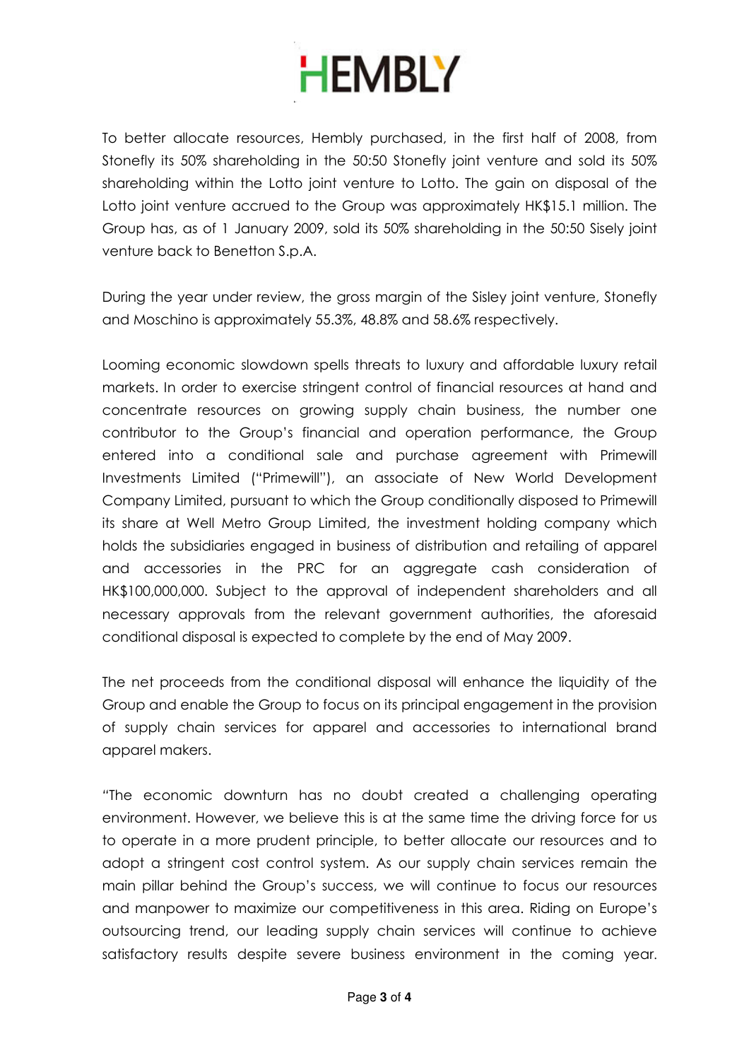To better allocate resources, Hembly purchased, in the first half of 2008, from Stonefly its 50% shareholding in the 50:50 Stonefly joint venture and sold its 50% shareholding within the Lotto joint venture to Lotto. The gain on disposal of the Lotto joint venture accrued to the Group was approximately HK$15.1 million. The Group has, as of 1 January 2009, sold its 50% shareholding in the 50:50 Sisely joint venture back to Benetton S.p.A.

During the year under review, the gross margin of the Sisley joint venture, Stonefly and Moschino is approximately 55.3%, 48.8% and 58.6% respectively.

Looming economic slowdown spells threats to luxury and affordable luxury retail markets. In order to exercise stringent control of financial resources at hand and concentrate resources on growing supply chain business, the number one contributor to the Group's financial and operation performance, the Group entered into a conditional sale and purchase agreement with Primewill Investments Limited ("Primewill"), an associate of New World Development Company Limited, pursuant to which the Group conditionally disposed to Primewill its share at Well Metro Group Limited, the investment holding company which holds the subsidiaries engaged in business of distribution and retailing of apparel and accessories in the PRC for an aggregate cash consideration of HK$100,000,000. Subject to the approval of independent shareholders and all necessary approvals from the relevant government authorities, the aforesaid conditional disposal is expected to complete by the end of May 2009.

The net proceeds from the conditional disposal will enhance the liquidity of the Group and enable the Group to focus on its principal engagement in the provision of supply chain services for apparel and accessories to international brand apparel makers.

"The economic downturn has no doubt created a challenging operating environment. However, we believe this is at the same time the driving force for us to operate in a more prudent principle, to better allocate our resources and to adopt a stringent cost control system. As our supply chain services remain the main pillar behind the Group's success, we will continue to focus our resources and manpower to maximize our competitiveness in this area. Riding on Europe's outsourcing trend, our leading supply chain services will continue to achieve satisfactory results despite severe business environment in the coming year.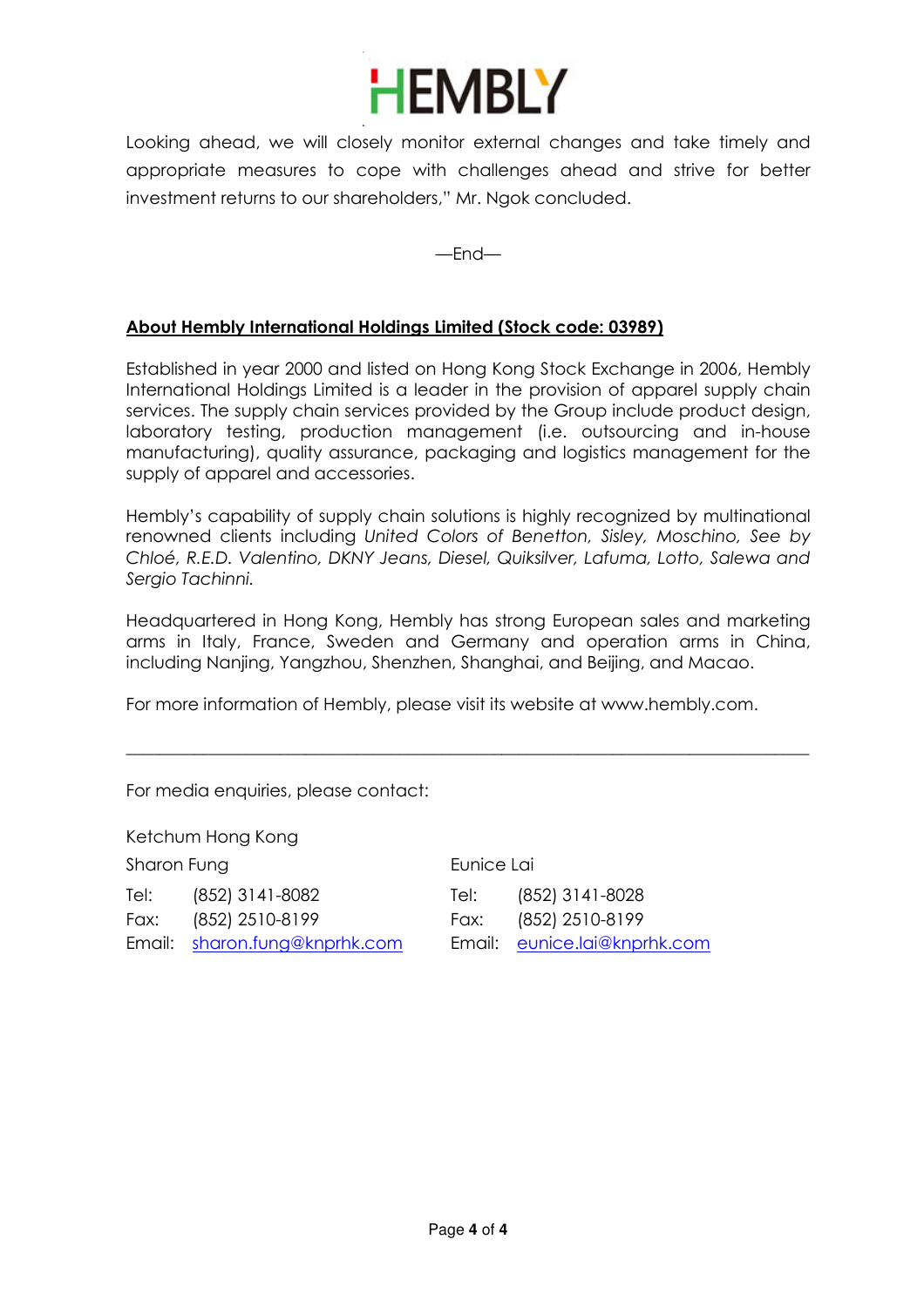HEMBLY

Looking ahead, we will closely monitor external changes and take timely and appropriate measures to cope with challenges ahead and strive for better investment returns to our shareholders," Mr. Ngok concluded.

—End—

**About Hembly International Holdings Limited (Stock code: 03989)**

Established in year 2000 and listed on Hong Kong Stock Exchange in 2006, Hembly International Holdings Limited is a leader in the provision of apparel supply chain services. The supply chain services provided by the Group include product design, laboratory testing, production management (i.e. outsourcing and in-house manufacturing), quality assurance, packaging and logistics management for the supply of apparel and accessories.

Hembly's capability of supply chain solutions is highly recognized by multinational renowned clients including *United Colors of Benetton, Sisley, Moschino, See by Chloé, R.E.D. Valentino, DKNY Jeans, Diesel, Quiksilver, Lafuma, Lotto, Salewa and Sergio Tachinni.*

Headquartered in Hong Kong, Hembly has strong European sales and marketing arms in Italy, France, Sweden and Germany and operation arms in China, including Nanjing, Yangzhou, Shenzhen, Shanghai, and Beijing, and Macao.

For more information of Hembly, please visit its website at www.hembly.com.

---

For media enquiries, please contact:

Ketchum Hong Kong

Sharon Fung
Tel: (852) 3141-8082
Fax: (852) 2510-8199
Email: sharon.fung@knprhk.com

Eunice Lai
Tel: (852) 3141-8028
Fax: (852) 2510-8199
Email: eunice.lai@knprhk.com